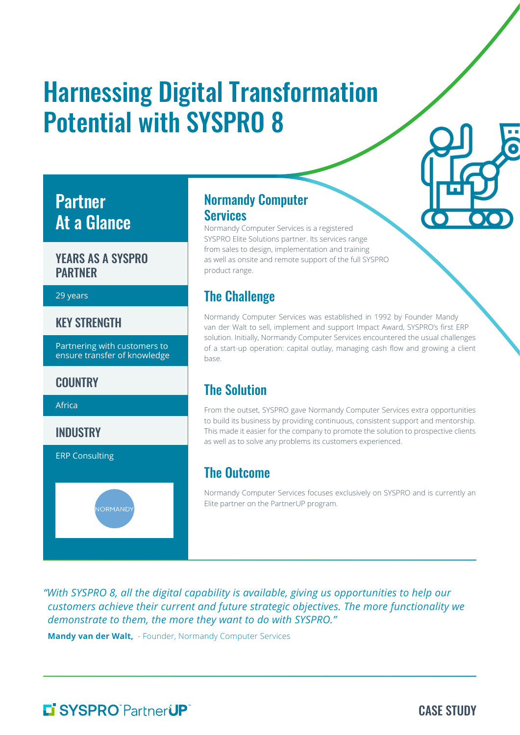# Harnessing Digital Transformation Potential with SYSPRO 8

## Partner At a Glance

### YEARS AS A SYSPRO PARTNER

29 years

### KEY STRENGTH

Partnering with customers to ensure transfer of knowledge

### COUNTRY

Africa

### INDUSTRY

ERP Consulting

NORMANDY

## Normandy Computer Services

Normandy Computer Services is a registered SYSPRO Elite Solutions partner. Its services range from sales to design, implementation and training as well as onsite and remote support of the full SYSPRO product range.

## The Challenge

Normandy Computer Services was established in 1992 by Founder Mandy van der Walt to sell, implement and support Impact Award, SYSPRO's first ERP solution. Initially, Normandy Computer Services encountered the usual challenges of a start-up operation: capital outlay, managing cash flow and growing a client base.

## The Solution

From the outset, SYSPRO gave Normandy Computer Services extra opportunities to build its business by providing continuous, consistent support and mentorship. This made it easier for the company to promote the solution to prospective clients as well as to solve any problems its customers experienced.

## The Outcome

Normandy Computer Services focuses exclusively on SYSPRO and is currently an Elite partner on the PartnerUP program.

*"With SYSPRO 8, all the digital capability is available, giving us opportunities to help our customers achieve their current and future strategic objectives. The more functionality we demonstrate to them, the more they want to do with SYSPRO."*

**Mandy van der Walt,** - Founder, Normandy Computer Services

SYSPRO PartnerUP

CASE STUDY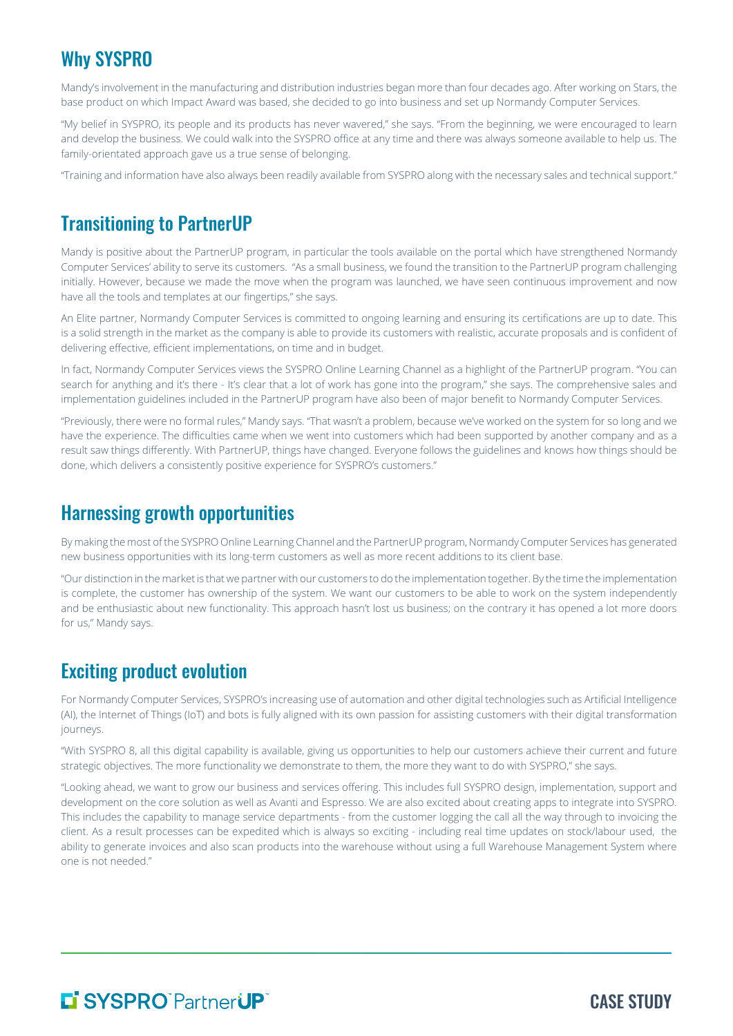## Why SYSPRO

Mandy's involvement in the manufacturing and distribution industries began more than four decades ago. After working on Stars, the base product on which Impact Award was based, she decided to go into business and set up Normandy Computer Services.

"My belief in SYSPRO, its people and its products has never wavered," she says. "From the beginning, we were encouraged to learn and develop the business. We could walk into the SYSPRO office at any time and there was always someone available to help us. The family-orientated approach gave us a true sense of belonging.

"Training and information have also always been readily available from SYSPRO along with the necessary sales and technical support."

## Transitioning to PartnerUP

Mandy is positive about the PartnerUP program, in particular the tools available on the portal which have strengthened Normandy Computer Services' ability to serve its customers. "As a small business, we found the transition to the PartnerUP program challenging initially. However, because we made the move when the program was launched, we have seen continuous improvement and now have all the tools and templates at our fingertips," she says.

An Elite partner, Normandy Computer Services is committed to ongoing learning and ensuring its certifications are up to date. This is a solid strength in the market as the company is able to provide its customers with realistic, accurate proposals and is confident of delivering effective, efficient implementations, on time and in budget.

In fact, Normandy Computer Services views the SYSPRO Online Learning Channel as a highlight of the PartnerUP program. "You can search for anything and it's there - It's clear that a lot of work has gone into the program," she says. The comprehensive sales and implementation guidelines included in the PartnerUP program have also been of major benefit to Normandy Computer Services.

"Previously, there were no formal rules," Mandy says. "That wasn't a problem, because we've worked on the system for so long and we have the experience. The difficulties came when we went into customers which had been supported by another company and as a result saw things differently. With PartnerUP, things have changed. Everyone follows the guidelines and knows how things should be done, which delivers a consistently positive experience for SYSPRO's customers."

## Harnessing growth opportunities

By making the most of the SYSPRO Online Learning Channel and the PartnerUP program, Normandy Computer Services has generated new business opportunities with its long-term customers as well as more recent additions to its client base.

"Our distinction in the market is that we partner with our customers to do the implementation together. By the time the implementation is complete, the customer has ownership of the system. We want our customers to be able to work on the system independently and be enthusiastic about new functionality. This approach hasn't lost us business; on the contrary it has opened a lot more doors for us," Mandy says.

## Exciting product evolution

For Normandy Computer Services, SYSPRO's increasing use of automation and other digital technologies such as Artificial Intelligence (AI), the Internet of Things (IoT) and bots is fully aligned with its own passion for assisting customers with their digital transformation journeys.

"With SYSPRO 8, all this digital capability is available, giving us opportunities to help our customers achieve their current and future strategic objectives. The more functionality we demonstrate to them, the more they want to do with SYSPRO," she says.

"Looking ahead, we want to grow our business and services offering. This includes full SYSPRO design, implementation, support and development on the core solution as well as Avanti and Espresso. We are also excited about creating apps to integrate into SYSPRO. This includes the capability to manage service departments - from the customer logging the call all the way through to invoicing the client. As a result processes can be expedited which is always so exciting - including real time updates on stock/labour used, the ability to generate invoices and also scan products into the warehouse without using a full Warehouse Management System where one is not needed."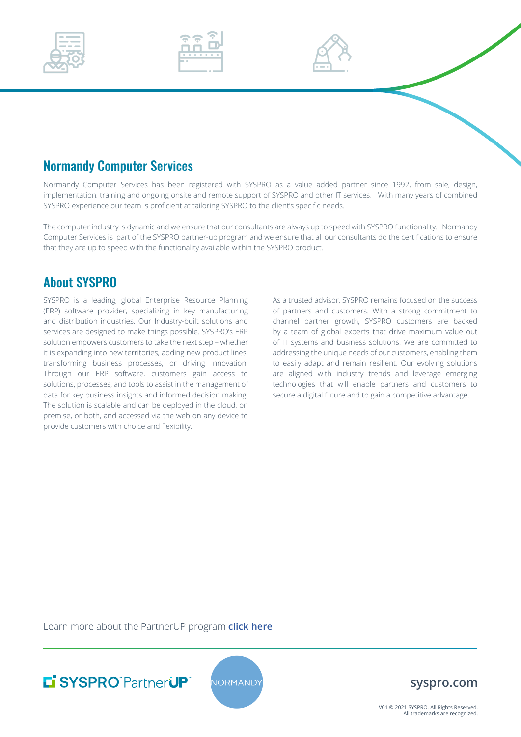## Normandy Computer Services

Normandy Computer Services has been registered with SYSPRO as a value added partner since 1992, from sale, design, implementation, training and ongoing onsite and remote support of SYSPRO and other IT services. With many years of combined SYSPRO experience our team is proficient at tailoring SYSPRO to the client's specific needs.

The computer industry is dynamic and we ensure that our consultants are always up to speed with SYSPRO functionality. Normandy Computer Services is part of the SYSPRO partner-up program and we ensure that all our consultants do the certifications to ensure that they are up to speed with the functionality available within the SYSPRO product.

## About SYSPRO

SYSPRO is a leading, global Enterprise Resource Planning (ERP) software provider, specializing in key manufacturing and distribution industries. Our Industry-built solutions and services are designed to make things possible. SYSPRO's ERP solution empowers customers to take the next step – whether it is expanding into new territories, adding new product lines, transforming business processes, or driving innovation. Through our ERP software, customers gain access to solutions, processes, and tools to assist in the management of data for key business insights and informed decision making. The solution is scalable and can be deployed in the cloud, on premise, or both, and accessed via the web on any device to provide customers with choice and flexibility.

As a trusted advisor, SYSPRO remains focused on the success of partners and customers. With a strong commitment to channel partner growth, SYSPRO customers are backed by a team of global experts that drive maximum value out of IT systems and business solutions. We are committed to addressing the unique needs of our customers, enabling them to easily adapt and remain resilient. Our evolving solutions are aligned with industry trends and leverage emerging technologies that will enable partners and customers to secure a digital future and to gain a competitive advantage.

Learn more about the PartnerUP program **click here**

SYSPRO PartnerUP

NORMANDY

syspro.com

V01 © 2021 SYSPRO. All Rights Reserved.
All trademarks are recognized.